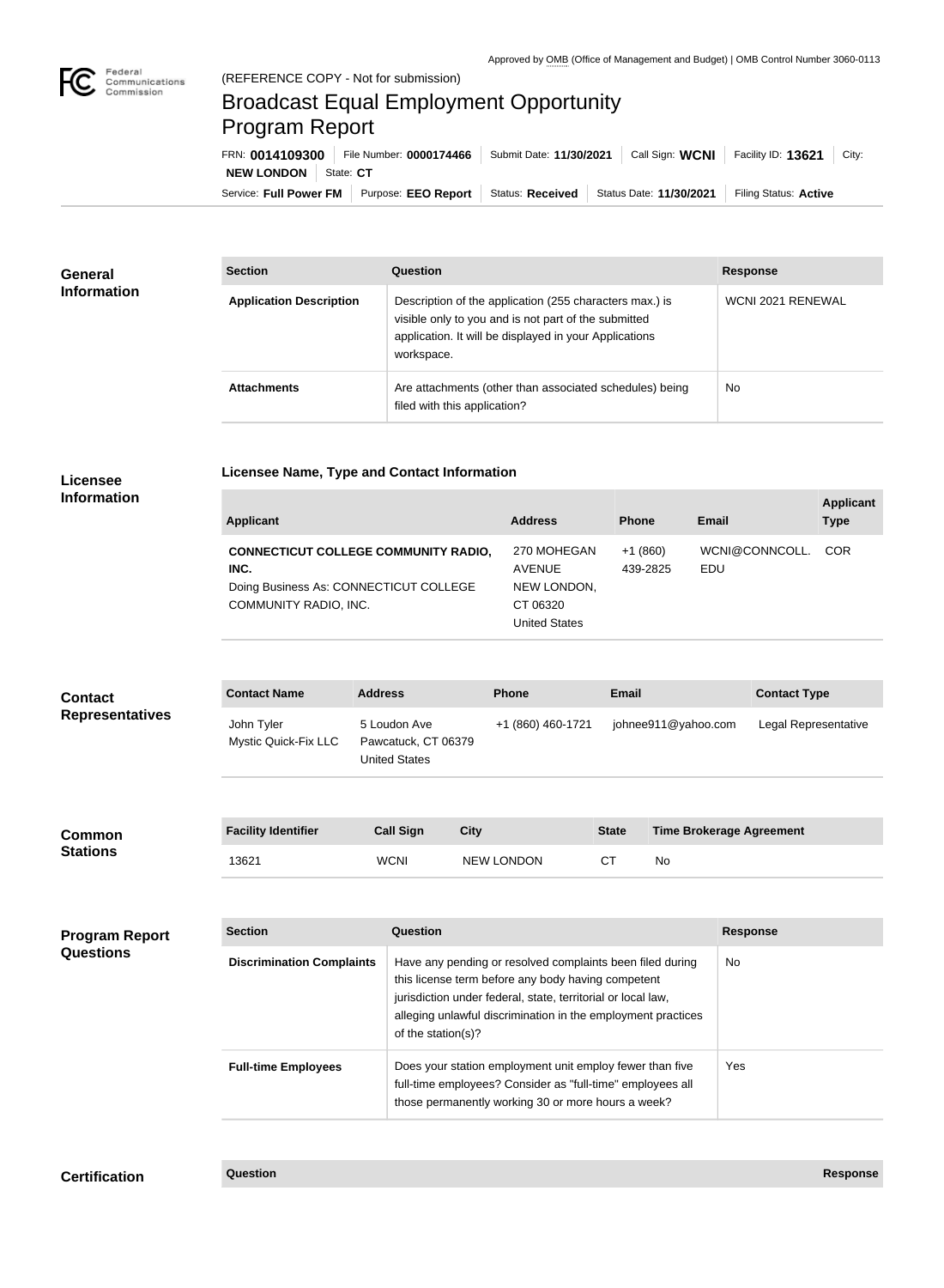Approved by OMB (Office of Management and Budget) | OMB Control Number 3060-0113

(REFERENCE COPY - Not for submission)

# Broadcast Equal Employment Opportunity Program Report

FRN: **0014109300** | File Number: **0000174466** | Submit Date: **11/30/2021** | Call Sign: **WCNI** | Facility ID: **13621** | City: **NEW LONDON** | State: **CT**

Service: **Full Power FM** | Purpose: **EEO Report** | Status: **Received** | Status Date: **11/30/2021** | Filing Status: **Active**

## General Information

| Section | Question | Response |
| --- | --- | --- |
| **Application Description** | Description of the application (255 characters max.) is visible only to you and is not part of the submitted application. It will be displayed in your Applications workspace. | WCNI 2021 RENEWAL |
| **Attachments** | Are attachments (other than associated schedules) being filed with this application? | No |

## Licensee Information

### Licensee Name, Type and Contact Information

| Applicant | Address | Phone | Email | Applicant Type |
| --- | --- | --- | --- | --- |
| **CONNECTICUT COLLEGE COMMUNITY RADIO, INC.** Doing Business As: CONNECTICUT COLLEGE COMMUNITY RADIO, INC. | 270 MOHEGAN AVENUE NEW LONDON, CT 06320 United States | +1 (860) 439-2825 | WCNI@CONNCOLL.EDU | COR |

## Contact Representatives

| Contact Name | Address | Phone | Email | Contact Type |
| --- | --- | --- | --- | --- |
| John Tyler Mystic Quick-Fix LLC | 5 Loudon Ave Pawcatuck, CT 06379 United States | +1 (860) 460-1721 | johnee911@yahoo.com | Legal Representative |

## Common Stations

| Facility Identifier | Call Sign | City | State | Time Brokerage Agreement |
| --- | --- | --- | --- | --- |
| 13621 | WCNI | NEW LONDON | CT | No |

## Program Report Questions

| Section | Question | Response |
| --- | --- | --- |
| **Discrimination Complaints** | Have any pending or resolved complaints been filed during this license term before any body having competent jurisdiction under federal, state, territorial or local law, alleging unlawful discrimination in the employment practices of the station(s)? | No |
| **Full-time Employees** | Does your station employment unit employ fewer than five full-time employees? Consider as "full-time" employees all those permanently working 30 or more hours a week? | Yes |

## Certification

| Question | Response |
| --- | --- |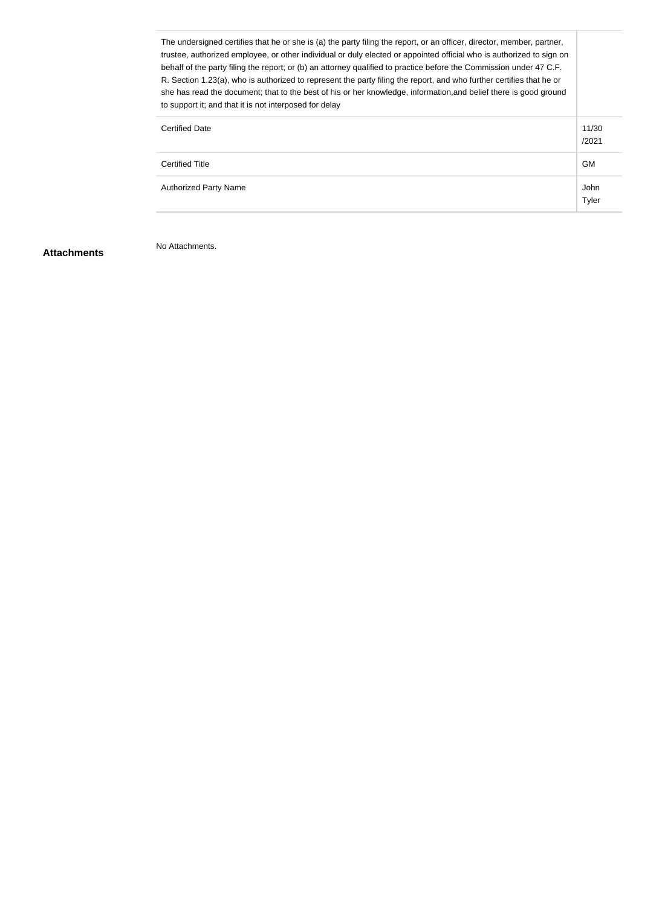| | |
|---|---|
| The undersigned certifies that he or she is (a) the party filing the report, or an officer, director, member, partner, trustee, authorized employee, or other individual or duly elected or appointed official who is authorized to sign on behalf of the party filing the report; or (b) an attorney qualified to practice before the Commission under 47 C.F. R. Section 1.23(a), who is authorized to represent the party filing the report, and who further certifies that he or she has read the document; that to the best of his or her knowledge, information,and belief there is good ground to support it; and that it is not interposed for delay | |
| Certified Date | 11/30/2021 |
| Certified Title | GM |
| Authorized Party Name | John Tyler |

**Attachments**

No Attachments.